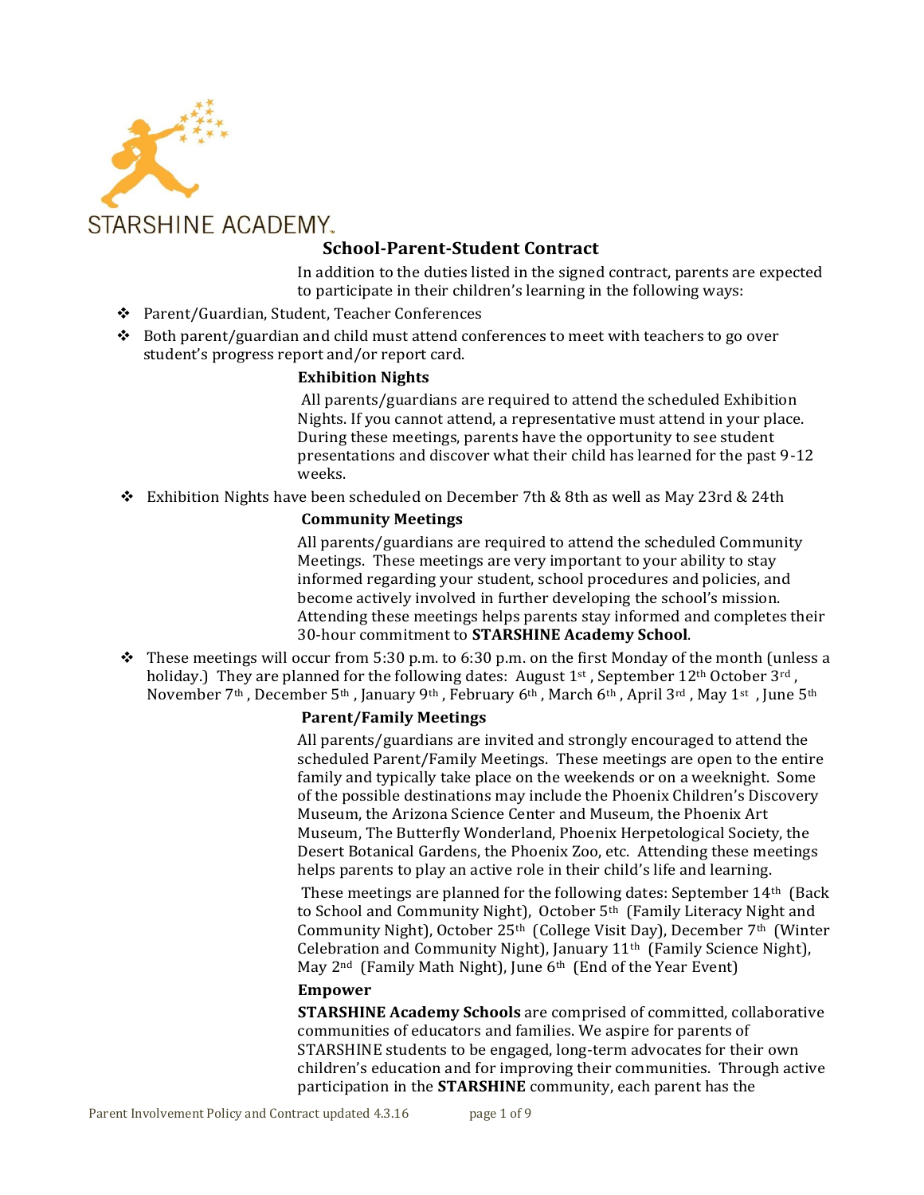STARSHINE ACADEMY™

## School-Parent-Student Contract

In addition to the duties listed in the signed contract, parents are expected to participate in their children's learning in the following ways:

- Parent/Guardian, Student, Teacher Conferences
- Both parent/guardian and child must attend conferences to meet with teachers to go over student's progress report and/or report card.

### Exhibition Nights

All parents/guardians are required to attend the scheduled Exhibition Nights. If you cannot attend, a representative must attend in your place. During these meetings, parents have the opportunity to see student presentations and discover what their child has learned for the past 9-12 weeks.

- Exhibition Nights have been scheduled on December 7th & 8th as well as May 23rd & 24th

### Community Meetings

All parents/guardians are required to attend the scheduled Community Meetings. These meetings are very important to your ability to stay informed regarding your student, school procedures and policies, and become actively involved in further developing the school's mission. Attending these meetings helps parents stay informed and completes their 30-hour commitment to **STARSHINE Academy School**.

- These meetings will occur from 5:30 p.m. to 6:30 p.m. on the first Monday of the month (unless a holiday.) They are planned for the following dates: August 1st , September 12th October 3rd , November 7th , December 5th , January 9th , February 6th , March 6th , April 3rd , May 1st , June 5th

### Parent/Family Meetings

All parents/guardians are invited and strongly encouraged to attend the scheduled Parent/Family Meetings. These meetings are open to the entire family and typically take place on the weekends or on a weeknight. Some of the possible destinations may include the Phoenix Children's Discovery Museum, the Arizona Science Center and Museum, the Phoenix Art Museum, The Butterfly Wonderland, Phoenix Herpetological Society, the Desert Botanical Gardens, the Phoenix Zoo, etc. Attending these meetings helps parents to play an active role in their child's life and learning.

These meetings are planned for the following dates: September 14th (Back to School and Community Night), October 5th (Family Literacy Night and Community Night), October 25th (College Visit Day), December 7th (Winter Celebration and Community Night), January 11th (Family Science Night), May 2nd (Family Math Night), June 6th (End of the Year Event)

### Empower

**STARSHINE Academy Schools** are comprised of committed, collaborative communities of educators and families. We aspire for parents of STARSHINE students to be engaged, long-term advocates for their own children's education and for improving their communities. Through active participation in the **STARSHINE** community, each parent has the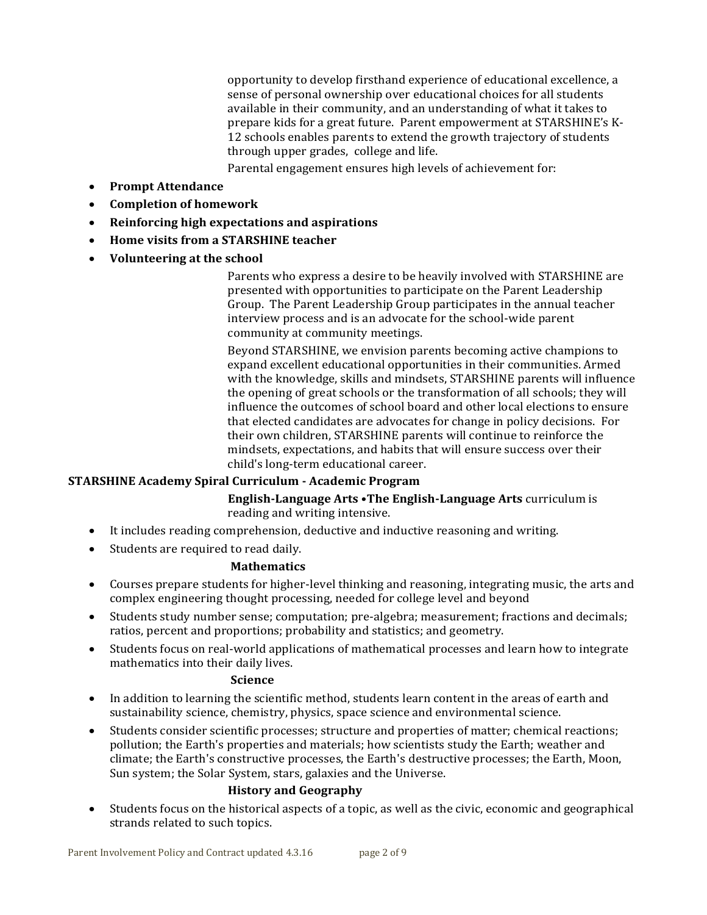opportunity to develop firsthand experience of educational excellence, a sense of personal ownership over educational choices for all students available in their community, and an understanding of what it takes to prepare kids for a great future. Parent empowerment at STARSHINE's K-12 schools enables parents to extend the growth trajectory of students through upper grades, college and life.

Parental engagement ensures high levels of achievement for:

- **Prompt Attendance**
- **Completion of homework**
- **Reinforcing high expectations and aspirations**
- **Home visits from a STARSHINE teacher**
- **Volunteering at the school**

Parents who express a desire to be heavily involved with STARSHINE are presented with opportunities to participate on the Parent Leadership Group. The Parent Leadership Group participates in the annual teacher interview process and is an advocate for the school-wide parent community at community meetings.

Beyond STARSHINE, we envision parents becoming active champions to expand excellent educational opportunities in their communities. Armed with the knowledge, skills and mindsets, STARSHINE parents will influence the opening of great schools or the transformation of all schools; they will influence the outcomes of school board and other local elections to ensure that elected candidates are advocates for change in policy decisions. For their own children, STARSHINE parents will continue to reinforce the mindsets, expectations, and habits that will ensure success over their child's long-term educational career.

**STARSHINE Academy Spiral Curriculum - Academic Program**

**English-Language Arts •The English-Language Arts** curriculum is reading and writing intensive.

- It includes reading comprehension, deductive and inductive reasoning and writing.
- Students are required to read daily.

**Mathematics**

- Courses prepare students for higher-level thinking and reasoning, integrating music, the arts and complex engineering thought processing, needed for college level and beyond
- Students study number sense; computation; pre-algebra; measurement; fractions and decimals; ratios, percent and proportions; probability and statistics; and geometry.
- Students focus on real-world applications of mathematical processes and learn how to integrate mathematics into their daily lives.

**Science**

- In addition to learning the scientific method, students learn content in the areas of earth and sustainability science, chemistry, physics, space science and environmental science.
- Students consider scientific processes; structure and properties of matter; chemical reactions; pollution; the Earth's properties and materials; how scientists study the Earth; weather and climate; the Earth's constructive processes, the Earth's destructive processes; the Earth, Moon, Sun system; the Solar System, stars, galaxies and the Universe.

**History and Geography**

- Students focus on the historical aspects of a topic, as well as the civic, economic and geographical strands related to such topics.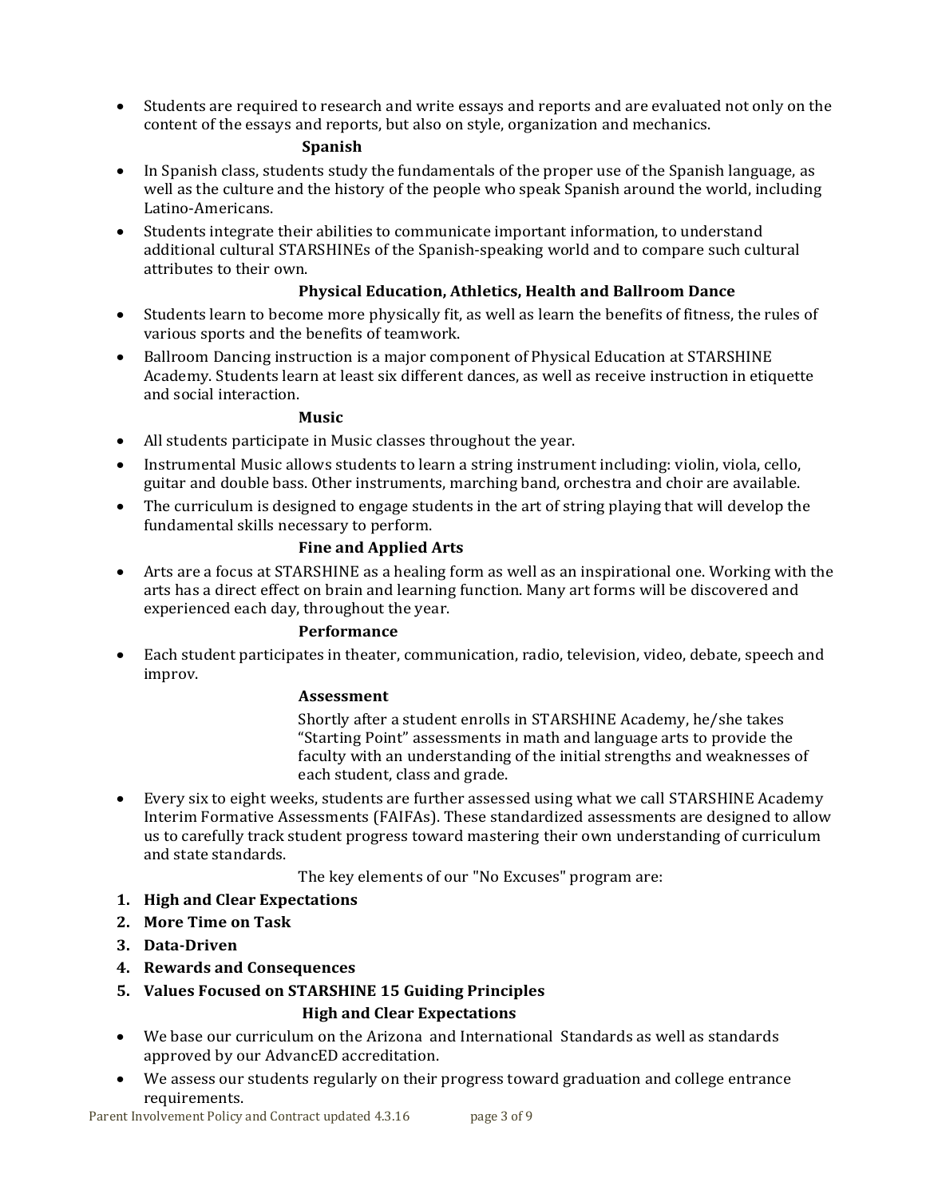- Students are required to research and write essays and reports and are evaluated not only on the content of the essays and reports, but also on style, organization and mechanics.

**Spanish**

- In Spanish class, students study the fundamentals of the proper use of the Spanish language, as well as the culture and the history of the people who speak Spanish around the world, including Latino-Americans.
- Students integrate their abilities to communicate important information, to understand additional cultural STARSHINEs of the Spanish-speaking world and to compare such cultural attributes to their own.

**Physical Education, Athletics, Health and Ballroom Dance**

- Students learn to become more physically fit, as well as learn the benefits of fitness, the rules of various sports and the benefits of teamwork.
- Ballroom Dancing instruction is a major component of Physical Education at STARSHINE Academy. Students learn at least six different dances, as well as receive instruction in etiquette and social interaction.

**Music**

- All students participate in Music classes throughout the year.
- Instrumental Music allows students to learn a string instrument including: violin, viola, cello, guitar and double bass. Other instruments, marching band, orchestra and choir are available.
- The curriculum is designed to engage students in the art of string playing that will develop the fundamental skills necessary to perform.

**Fine and Applied Arts**

- Arts are a focus at STARSHINE as a healing form as well as an inspirational one. Working with the arts has a direct effect on brain and learning function. Many art forms will be discovered and experienced each day, throughout the year.

**Performance**

- Each student participates in theater, communication, radio, television, video, debate, speech and improv.

**Assessment**

Shortly after a student enrolls in STARSHINE Academy, he/she takes "Starting Point" assessments in math and language arts to provide the faculty with an understanding of the initial strengths and weaknesses of each student, class and grade.

- Every six to eight weeks, students are further assessed using what we call STARSHINE Academy Interim Formative Assessments (FAIFAs). These standardized assessments are designed to allow us to carefully track student progress toward mastering their own understanding of curriculum and state standards.

The key elements of our "No Excuses" program are:

1. **High and Clear Expectations**
2. **More Time on Task**
3. **Data-Driven**
4. **Rewards and Consequences**
5. **Values Focused on STARSHINE 15 Guiding Principles**

**High and Clear Expectations**

- We base our curriculum on the Arizona and International Standards as well as standards approved by our AdvancED accreditation.
- We assess our students regularly on their progress toward graduation and college entrance requirements.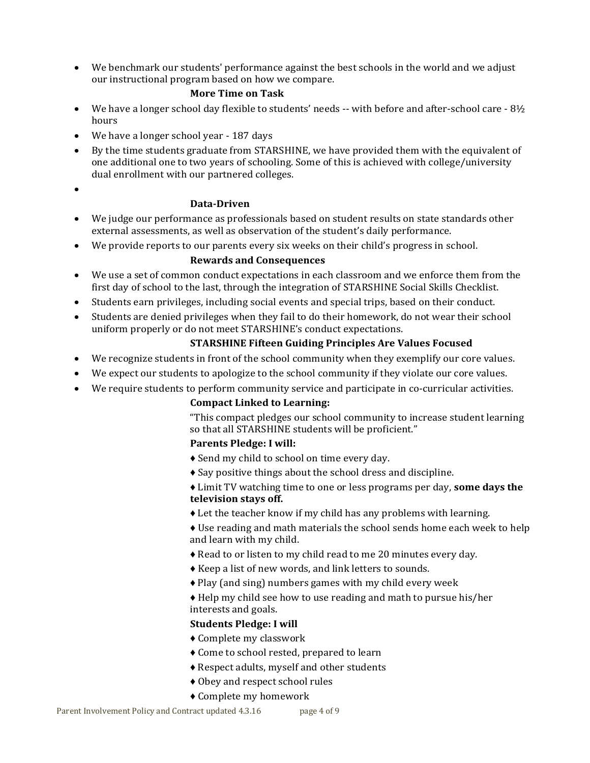- We benchmark our students' performance against the best schools in the world and we adjust our instructional program based on how we compare.

### More Time on Task

- We have a longer school day flexible to students' needs -- with before and after-school care - 8½ hours
- We have a longer school year - 187 days
- By the time students graduate from STARSHINE, we have provided them with the equivalent of one additional one to two years of schooling. Some of this is achieved with college/university dual enrollment with our partnered colleges.
-

### Data-Driven

- We judge our performance as professionals based on student results on state standards other external assessments, as well as observation of the student's daily performance.
- We provide reports to our parents every six weeks on their child's progress in school.

### Rewards and Consequences

- We use a set of common conduct expectations in each classroom and we enforce them from the first day of school to the last, through the integration of STARSHINE Social Skills Checklist.
- Students earn privileges, including social events and special trips, based on their conduct.
- Students are denied privileges when they fail to do their homework, do not wear their school uniform properly or do not meet STARSHINE's conduct expectations.

### STARSHINE Fifteen Guiding Principles Are Values Focused

- We recognize students in front of the school community when they exemplify our core values.
- We expect our students to apologize to the school community if they violate our core values.
- We require students to perform community service and participate in co-curricular activities.

**Compact Linked to Learning:**

"This compact pledges our school community to increase student learning so that all STARSHINE students will be proficient."

**Parents Pledge: I will:**

♦ Send my child to school on time every day.

♦ Say positive things about the school dress and discipline.

♦ Limit TV watching time to one or less programs per day, **some days the television stays off.**

♦ Let the teacher know if my child has any problems with learning.

♦ Use reading and math materials the school sends home each week to help and learn with my child.

♦ Read to or listen to my child read to me 20 minutes every day.

♦ Keep a list of new words, and link letters to sounds.

♦ Play (and sing) numbers games with my child every week

♦ Help my child see how to use reading and math to pursue his/her interests and goals.

**Students Pledge: I will**

♦ Complete my classwork

♦ Come to school rested, prepared to learn

♦ Respect adults, myself and other students

♦ Obey and respect school rules

♦ Complete my homework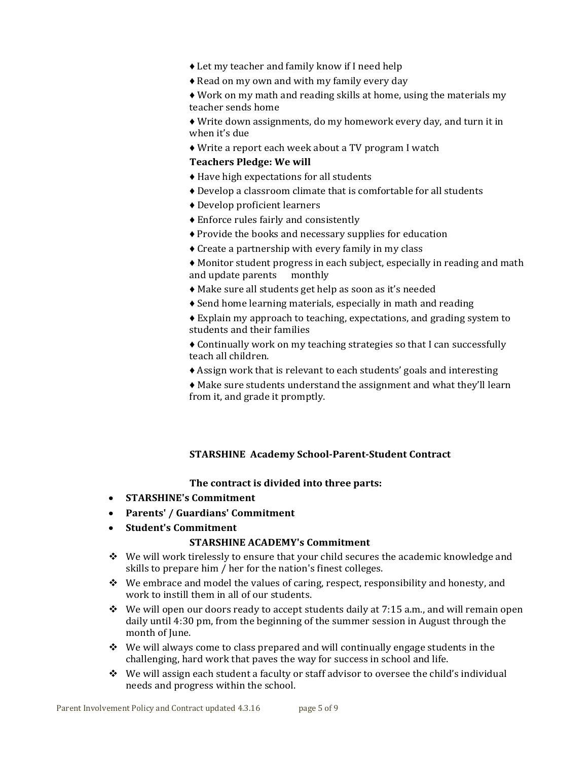- ♦ Let my teacher and family know if I need help
- ♦ Read on my own and with my family every day
- ♦ Work on my math and reading skills at home, using the materials my teacher sends home
- ♦ Write down assignments, do my homework every day, and turn it in when it's due
- ♦ Write a report each week about a TV program I watch

**Teachers Pledge: We will**

- ♦ Have high expectations for all students
- ♦ Develop a classroom climate that is comfortable for all students
- ♦ Develop proficient learners
- ♦ Enforce rules fairly and consistently
- ♦ Provide the books and necessary supplies for education
- ♦ Create a partnership with every family in my class
- ♦ Monitor student progress in each subject, especially in reading and math and update parents monthly
- ♦ Make sure all students get help as soon as it's needed
- ♦ Send home learning materials, especially in math and reading
- ♦ Explain my approach to teaching, expectations, and grading system to students and their families
- ♦ Continually work on my teaching strategies so that I can successfully teach all children.
- ♦ Assign work that is relevant to each students' goals and interesting
- ♦ Make sure students understand the assignment and what they'll learn from it, and grade it promptly.

**STARSHINE Academy School-Parent-Student Contract**

**The contract is divided into three parts:**

- **STARSHINE's Commitment**
- **Parents' / Guardians' Commitment**
- **Student's Commitment**

**STARSHINE ACADEMY's Commitment**

- ❖ We will work tirelessly to ensure that your child secures the academic knowledge and skills to prepare him / her for the nation's finest colleges.
- ❖ We embrace and model the values of caring, respect, responsibility and honesty, and work to instill them in all of our students.
- ❖ We will open our doors ready to accept students daily at 7:15 a.m., and will remain open daily until 4:30 pm, from the beginning of the summer session in August through the month of June.
- ❖ We will always come to class prepared and will continually engage students in the challenging, hard work that paves the way for success in school and life.
- ❖ We will assign each student a faculty or staff advisor to oversee the child's individual needs and progress within the school.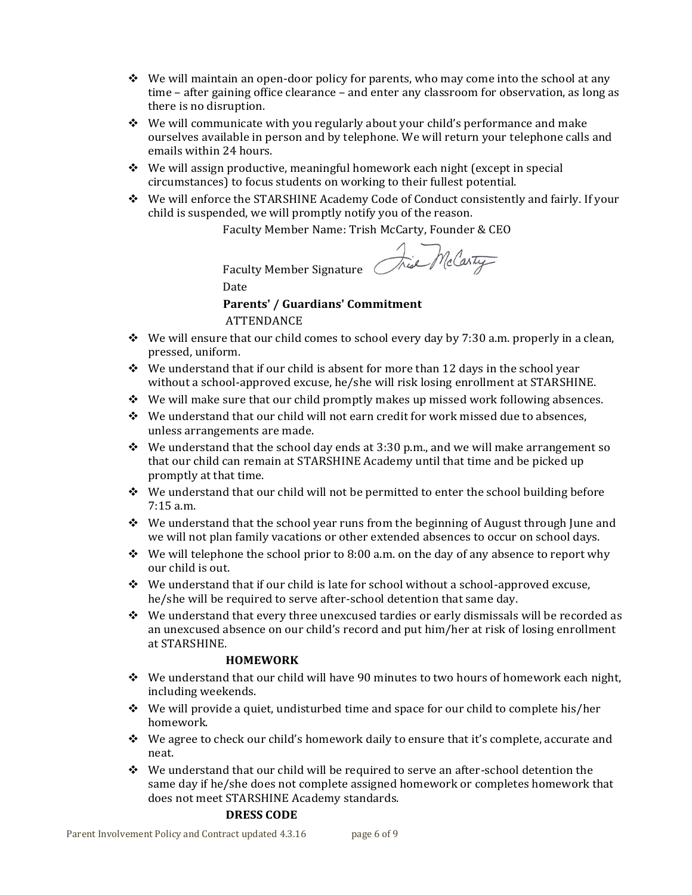- We will maintain an open-door policy for parents, who may come into the school at any time – after gaining office clearance – and enter any classroom for observation, as long as there is no disruption.
- We will communicate with you regularly about your child's performance and make ourselves available in person and by telephone. We will return your telephone calls and emails within 24 hours.
- We will assign productive, meaningful homework each night (except in special circumstances) to focus students on working to their fullest potential.
- We will enforce the STARSHINE Academy Code of Conduct consistently and fairly. If your child is suspended, we will promptly notify you of the reason.

Faculty Member Name: Trish McCarty, Founder & CEO

Faculty Member Signature Trish McCarty

Date

**Parents' / Guardians' Commitment**

ATTENDANCE

- We will ensure that our child comes to school every day by 7:30 a.m. properly in a clean, pressed, uniform.
- We understand that if our child is absent for more than 12 days in the school year without a school-approved excuse, he/she will risk losing enrollment at STARSHINE.
- We will make sure that our child promptly makes up missed work following absences.
- We understand that our child will not earn credit for work missed due to absences, unless arrangements are made.
- We understand that the school day ends at 3:30 p.m., and we will make arrangement so that our child can remain at STARSHINE Academy until that time and be picked up promptly at that time.
- We understand that our child will not be permitted to enter the school building before 7:15 a.m.
- We understand that the school year runs from the beginning of August through June and we will not plan family vacations or other extended absences to occur on school days.
- We will telephone the school prior to 8:00 a.m. on the day of any absence to report why our child is out.
- We understand that if our child is late for school without a school-approved excuse, he/she will be required to serve after-school detention that same day.
- We understand that every three unexcused tardies or early dismissals will be recorded as an unexcused absence on our child's record and put him/her at risk of losing enrollment at STARSHINE.

**HOMEWORK**

- We understand that our child will have 90 minutes to two hours of homework each night, including weekends.
- We will provide a quiet, undisturbed time and space for our child to complete his/her homework.
- We agree to check our child's homework daily to ensure that it's complete, accurate and neat.
- We understand that our child will be required to serve an after-school detention the same day if he/she does not complete assigned homework or completes homework that does not meet STARSHINE Academy standards.

**DRESS CODE**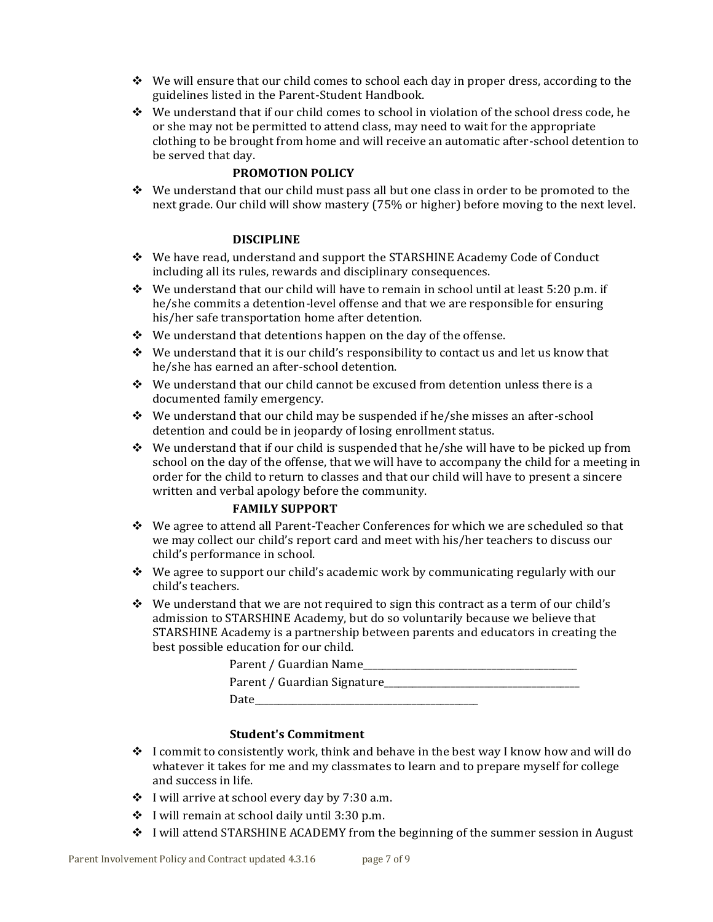- We will ensure that our child comes to school each day in proper dress, according to the guidelines listed in the Parent-Student Handbook.
- We understand that if our child comes to school in violation of the school dress code, he or she may not be permitted to attend class, may need to wait for the appropriate clothing to be brought from home and will receive an automatic after-school detention to be served that day.

### PROMOTION POLICY

- We understand that our child must pass all but one class in order to be promoted to the next grade. Our child will show mastery (75% or higher) before moving to the next level.

### DISCIPLINE

- We have read, understand and support the STARSHINE Academy Code of Conduct including all its rules, rewards and disciplinary consequences.
- We understand that our child will have to remain in school until at least 5:20 p.m. if he/she commits a detention-level offense and that we are responsible for ensuring his/her safe transportation home after detention.
- We understand that detentions happen on the day of the offense.
- We understand that it is our child's responsibility to contact us and let us know that he/she has earned an after-school detention.
- We understand that our child cannot be excused from detention unless there is a documented family emergency.
- We understand that our child may be suspended if he/she misses an after-school detention and could be in jeopardy of losing enrollment status.
- We understand that if our child is suspended that he/she will have to be picked up from school on the day of the offense, that we will have to accompany the child for a meeting in order for the child to return to classes and that our child will have to present a sincere written and verbal apology before the community.

### FAMILY SUPPORT

- We agree to attend all Parent-Teacher Conferences for which we are scheduled so that we may collect our child's report card and meet with his/her teachers to discuss our child's performance in school.
- We agree to support our child's academic work by communicating regularly with our child's teachers.
- We understand that we are not required to sign this contract as a term of our child's admission to STARSHINE Academy, but do so voluntarily because we believe that STARSHINE Academy is a partnership between parents and educators in creating the best possible education for our child.

Parent / Guardian Name_______________________________________

Parent / Guardian Signature____________________________________

Date_________________________________________

### Student's Commitment

- I commit to consistently work, think and behave in the best way I know how and will do whatever it takes for me and my classmates to learn and to prepare myself for college and success in life.
- I will arrive at school every day by 7:30 a.m.
- I will remain at school daily until 3:30 p.m.
- I will attend STARSHINE ACADEMY from the beginning of the summer session in August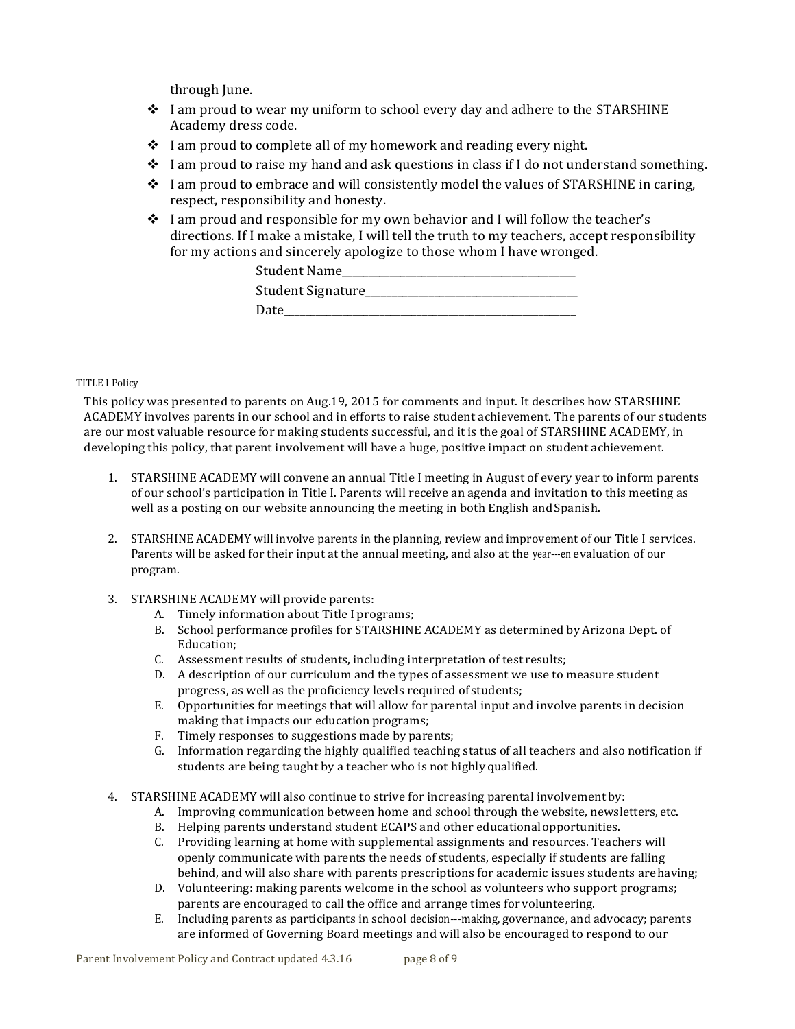through June.

- I am proud to wear my uniform to school every day and adhere to the STARSHINE Academy dress code.
- I am proud to complete all of my homework and reading every night.
- I am proud to raise my hand and ask questions in class if I do not understand something.
- I am proud to embrace and will consistently model the values of STARSHINE in caring, respect, responsibility and honesty.
- I am proud and responsible for my own behavior and I will follow the teacher's directions. If I make a mistake, I will tell the truth to my teachers, accept responsibility for my actions and sincerely apologize to those whom I have wronged.

Student Name_______________________________

Student Signature____________________________

Date_______________________________________

TITLE I Policy

This policy was presented to parents on Aug.19, 2015 for comments and input. It describes how STARSHINE ACADEMY involves parents in our school and in efforts to raise student achievement. The parents of our students are our most valuable resource for making students successful, and it is the goal of STARSHINE ACADEMY, in developing this policy, that parent involvement will have a huge, positive impact on student achievement.

1. STARSHINE ACADEMY will convene an annual Title I meeting in August of every year to inform parents of our school's participation in Title I. Parents will receive an agenda and invitation to this meeting as well as a posting on our website announcing the meeting in both English and Spanish.

2. STARSHINE ACADEMY will involve parents in the planning, review and improvement of our Title I services. Parents will be asked for their input at the annual meeting, and also at the year---en evaluation of our program.

3. STARSHINE ACADEMY will provide parents:
   A. Timely information about Title I programs;
   B. School performance profiles for STARSHINE ACADEMY as determined by Arizona Dept. of Education;
   C. Assessment results of students, including interpretation of test results;
   D. A description of our curriculum and the types of assessment we use to measure student progress, as well as the proficiency levels required of students;
   E. Opportunities for meetings that will allow for parental input and involve parents in decision making that impacts our education programs;
   F. Timely responses to suggestions made by parents;
   G. Information regarding the highly qualified teaching status of all teachers and also notification if students are being taught by a teacher who is not highly qualified.

4. STARSHINE ACADEMY will also continue to strive for increasing parental involvement by:
   A. Improving communication between home and school through the website, newsletters, etc.
   B. Helping parents understand student ECAPS and other educational opportunities.
   C. Providing learning at home with supplemental assignments and resources. Teachers will openly communicate with parents the needs of students, especially if students are falling behind, and will also share with parents prescriptions for academic issues students are having;
   D. Volunteering: making parents welcome in the school as volunteers who support programs; parents are encouraged to call the office and arrange times for volunteering.
   E. Including parents as participants in school decision---making, governance, and advocacy; parents are informed of Governing Board meetings and will also be encouraged to respond to our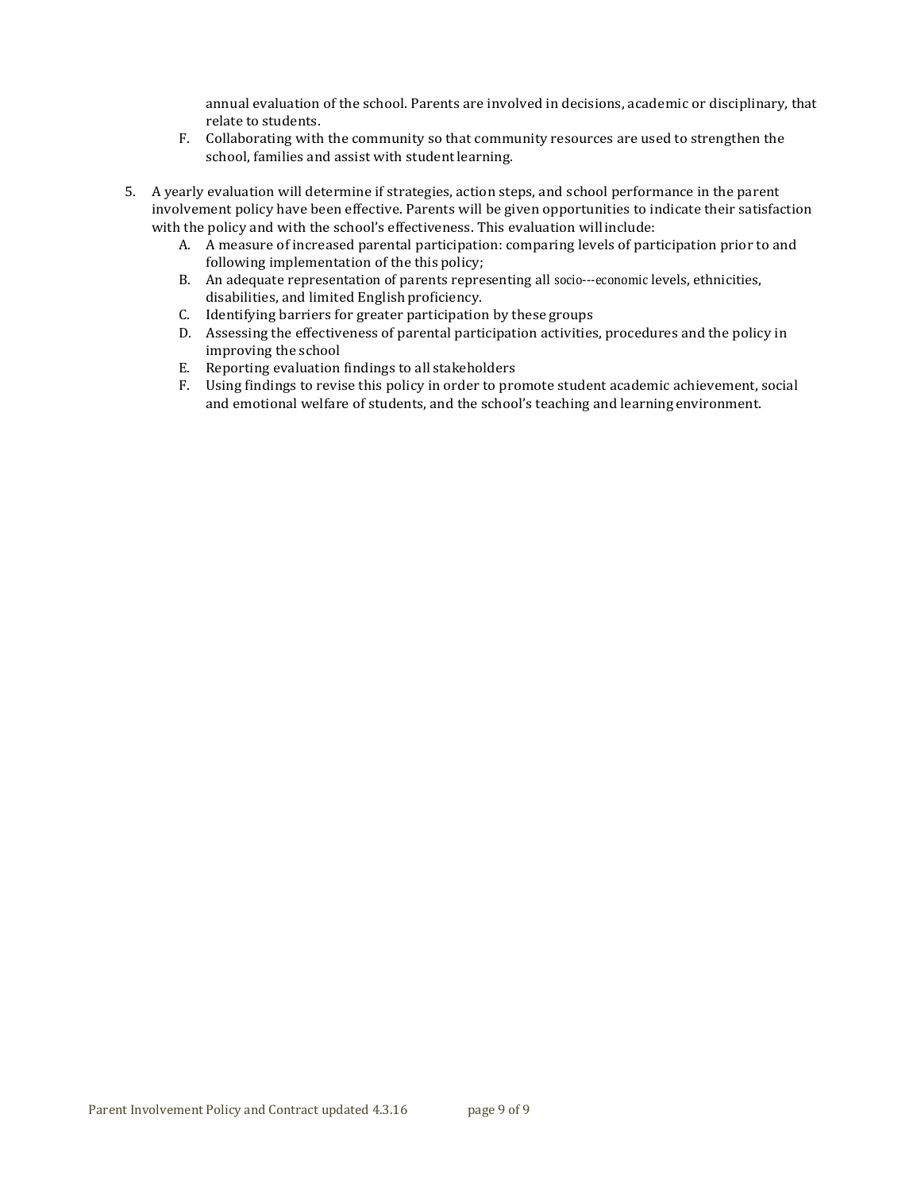annual evaluation of the school. Parents are involved in decisions, academic or disciplinary, that relate to students.

F. Collaborating with the community so that community resources are used to strengthen the school, families and assist with student learning.

5. A yearly evaluation will determine if strategies, action steps, and school performance in the parent involvement policy have been effective. Parents will be given opportunities to indicate their satisfaction with the policy and with the school's effectiveness. This evaluation will include:
   A. A measure of increased parental participation: comparing levels of participation prior to and following implementation of the this policy;
   B. An adequate representation of parents representing all socio---economic levels, ethnicities, disabilities, and limited English proficiency.
   C. Identifying barriers for greater participation by these groups
   D. Assessing the effectiveness of parental participation activities, procedures and the policy in improving the school
   E. Reporting evaluation findings to all stakeholders
   F. Using findings to revise this policy in order to promote student academic achievement, social and emotional welfare of students, and the school's teaching and learning environment.